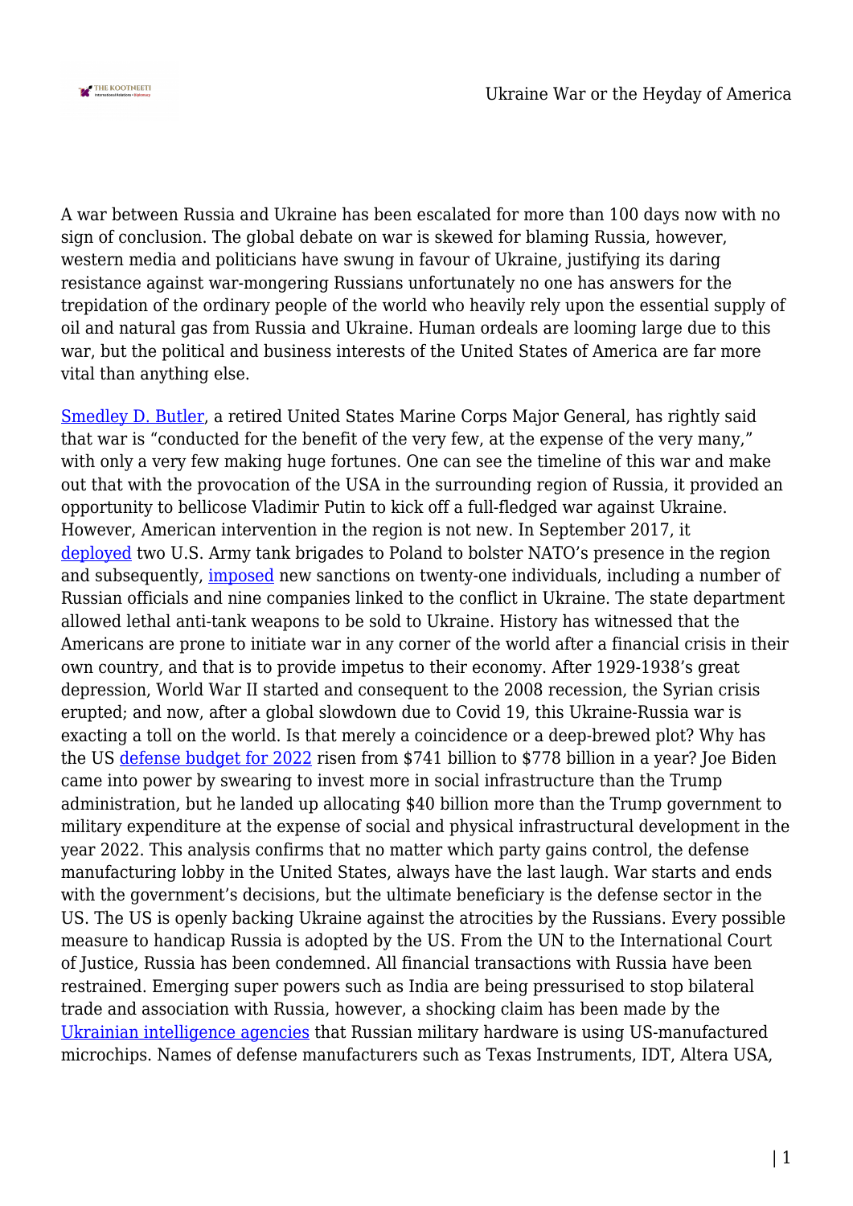A war between Russia and Ukraine has been escalated for more than 100 days now with no sign of conclusion. The global debate on war is skewed for blaming Russia, however, western media and politicians have swung in favour of Ukraine, justifying its daring resistance against war-mongering Russians unfortunately no one has answers for the trepidation of the ordinary people of the world who heavily rely upon the essential supply of oil and natural gas from Russia and Ukraine. Human ordeals are looming large due to this war, but the political and business interests of the United States of America are far more vital than anything else.

Smedley D. Butler, a retired United States Marine Corps Major General, has rightly said that war is "conducted for the benefit of the very few, at the expense of the very many," with only a very few making huge fortunes. One can see the timeline of this war and make out that with the provocation of the USA in the surrounding region of Russia, it provided an opportunity to bellicose Vladimir Putin to kick off a full-fledged war against Ukraine. However, American intervention in the region is not new. In September 2017, it deployed two U.S. Army tank brigades to Poland to bolster NATO's presence in the region and subsequently, imposed new sanctions on twenty-one individuals, including a number of Russian officials and nine companies linked to the conflict in Ukraine. The state department allowed lethal anti-tank weapons to be sold to Ukraine. History has witnessed that the Americans are prone to initiate war in any corner of the world after a financial crisis in their own country, and that is to provide impetus to their economy. After 1929-1938's great depression, World War II started and consequent to the 2008 recession, the Syrian crisis erupted; and now, after a global slowdown due to Covid 19, this Ukraine-Russia war is exacting a toll on the world. Is that merely a coincidence or a deep-brewed plot? Why has the US defense budget for 2022 risen from $741 billion to $778 billion in a year? Joe Biden came into power by swearing to invest more in social infrastructure than the Trump administration, but he landed up allocating $40 billion more than the Trump government to military expenditure at the expense of social and physical infrastructural development in the year 2022. This analysis confirms that no matter which party gains control, the defense manufacturing lobby in the United States, always have the last laugh. War starts and ends with the government's decisions, but the ultimate beneficiary is the defense sector in the US. The US is openly backing Ukraine against the atrocities by the Russians. Every possible measure to handicap Russia is adopted by the US. From the UN to the International Court of Justice, Russia has been condemned. All financial transactions with Russia have been restrained. Emerging super powers such as India are being pressurised to stop bilateral trade and association with Russia, however, a shocking claim has been made by the Ukrainian intelligence agencies that Russian military hardware is using US-manufactured microchips. Names of defense manufacturers such as Texas Instruments, IDT, Altera USA,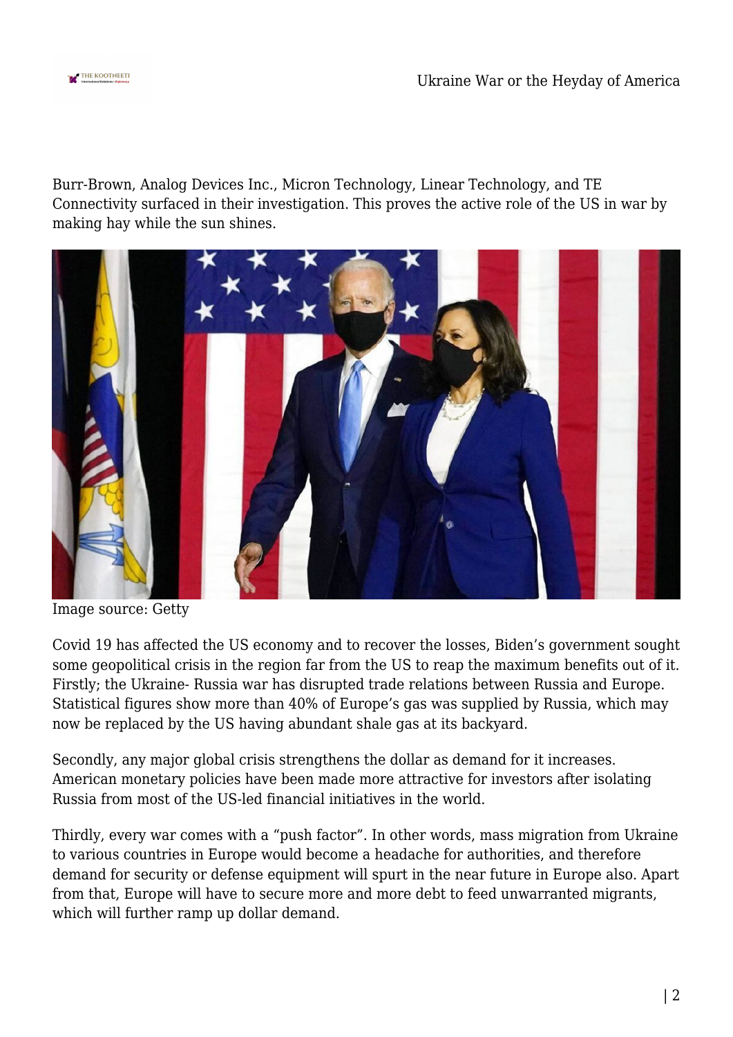Burr-Brown, Analog Devices Inc., Micron Technology, Linear Technology, and TE Connectivity surfaced in their investigation. This proves the active role of the US in war by making hay while the sun shines.

Image source: Getty

Covid 19 has affected the US economy and to recover the losses, Biden's government sought some geopolitical crisis in the region far from the US to reap the maximum benefits out of it. Firstly; the Ukraine- Russia war has disrupted trade relations between Russia and Europe. Statistical figures show more than 40% of Europe's gas was supplied by Russia, which may now be replaced by the US having abundant shale gas at its backyard.

Secondly, any major global crisis strengthens the dollar as demand for it increases. American monetary policies have been made more attractive for investors after isolating Russia from most of the US-led financial initiatives in the world.

Thirdly, every war comes with a "push factor". In other words, mass migration from Ukraine to various countries in Europe would become a headache for authorities, and therefore demand for security or defense equipment will spurt in the near future in Europe also. Apart from that, Europe will have to secure more and more debt to feed unwarranted migrants, which will further ramp up dollar demand.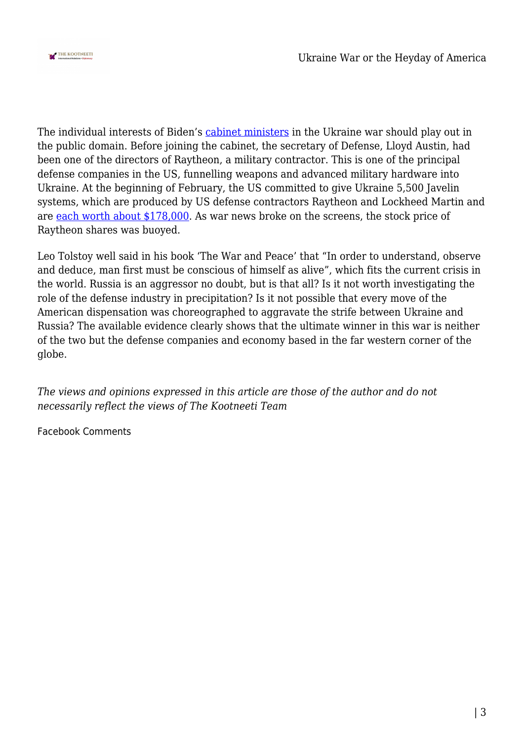The individual interests of Biden's cabinet ministers in the Ukraine war should play out in the public domain. Before joining the cabinet, the secretary of Defense, Lloyd Austin, had been one of the directors of Raytheon, a military contractor. This is one of the principal defense companies in the US, funnelling weapons and advanced military hardware into Ukraine. At the beginning of February, the US committed to give Ukraine 5,500 Javelin systems, which are produced by US defense contractors Raytheon and Lockheed Martin and are each worth about $178,000. As war news broke on the screens, the stock price of Raytheon shares was buoyed.

Leo Tolstoy well said in his book 'The War and Peace' that "In order to understand, observe and deduce, man first must be conscious of himself as alive", which fits the current crisis in the world. Russia is an aggressor no doubt, but is that all? Is it not worth investigating the role of the defense industry in precipitation? Is it not possible that every move of the American dispensation was choreographed to aggravate the strife between Ukraine and Russia? The available evidence clearly shows that the ultimate winner in this war is neither of the two but the defense companies and economy based in the far western corner of the globe.

*The views and opinions expressed in this article are those of the author and do not necessarily reflect the views of The Kootneeti Team*

Facebook Comments